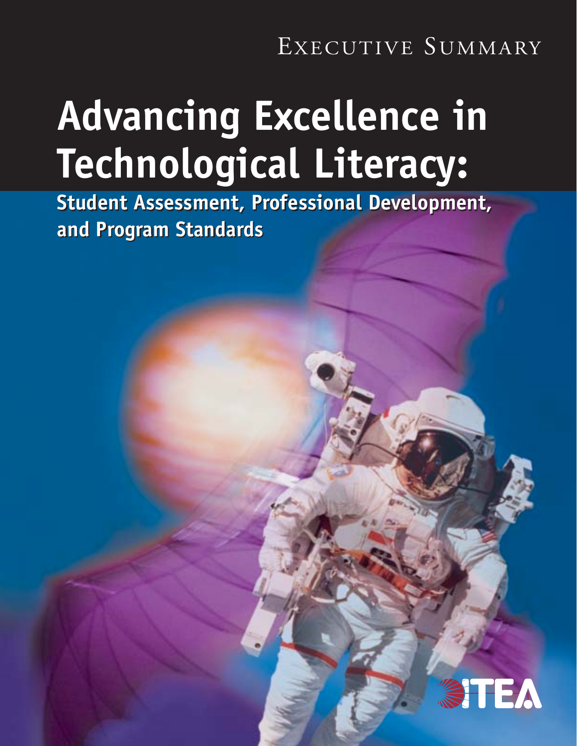Executive Summary

# Advancing Excellence in Technological Literacy:

## Student Assessment, Professional Development, and Program Standards

ITEA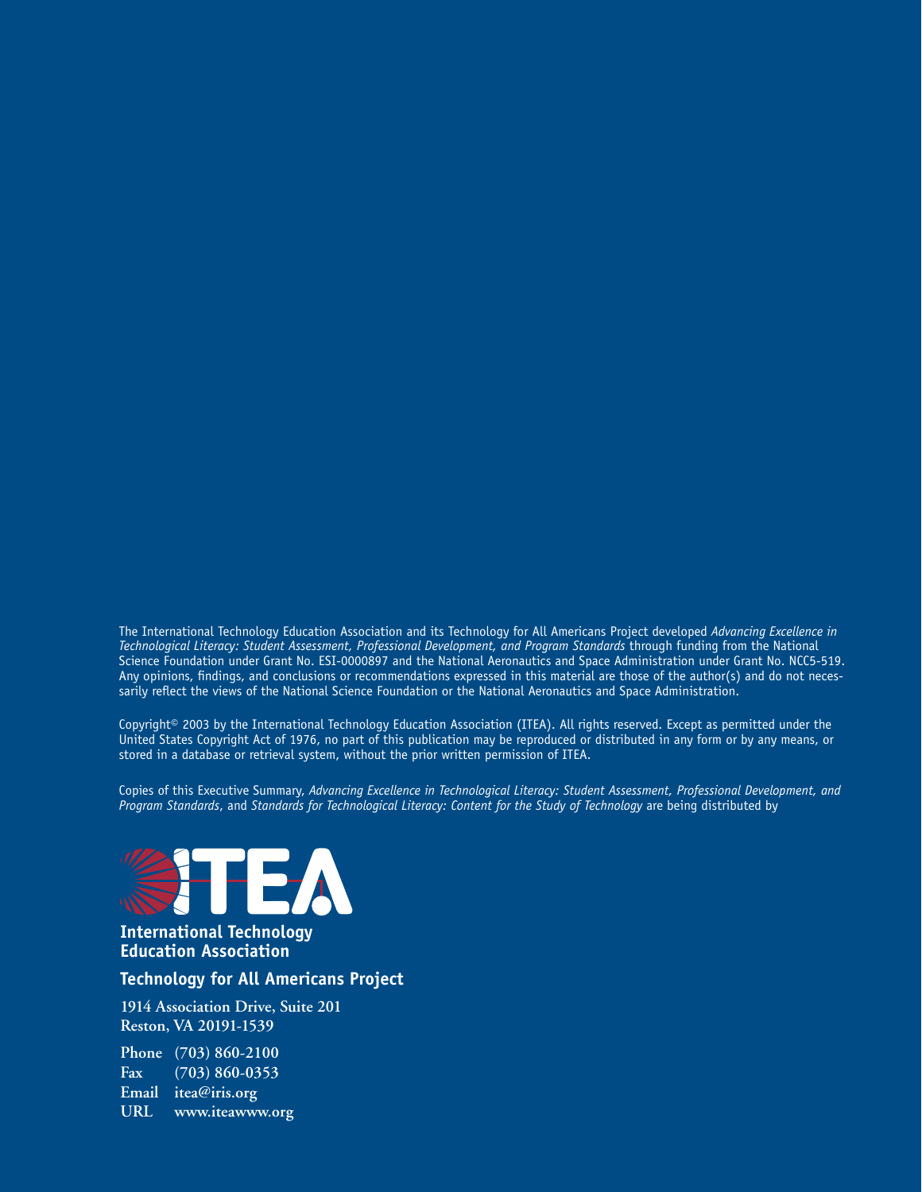The International Technology Education Association and its Technology for All Americans Project developed *Advancing Excellence in Technological Literacy: Student Assessment, Professional Development, and Program Standards* through funding from the National Science Foundation under Grant No. ESI-0000897 and the National Aeronautics and Space Administration under Grant No. NCC5-519. Any opinions, findings, and conclusions or recommendations expressed in this material are those of the author(s) and do not necessarily reflect the views of the National Science Foundation or the National Aeronautics and Space Administration.

Copyright© 2003 by the International Technology Education Association (ITEA). All rights reserved. Except as permitted under the United States Copyright Act of 1976, no part of this publication may be reproduced or distributed in any form or by any means, or stored in a database or retrieval system, without the prior written permission of ITEA.

Copies of this Executive Summary, *Advancing Excellence in Technological Literacy: Student Assessment, Professional Development, and Program Standards*, and *Standards for Technological Literacy: Content for the Study of Technology* are being distributed by

**International Technology Education Association**

**Technology for All Americans Project**

**1914 Association Drive, Suite 201**
**Reston, VA 20191-1539**

**Phone** (703) 860-2100
**Fax** (703) 860-0353
**Email** itea@iris.org
**URL** www.iteawww.org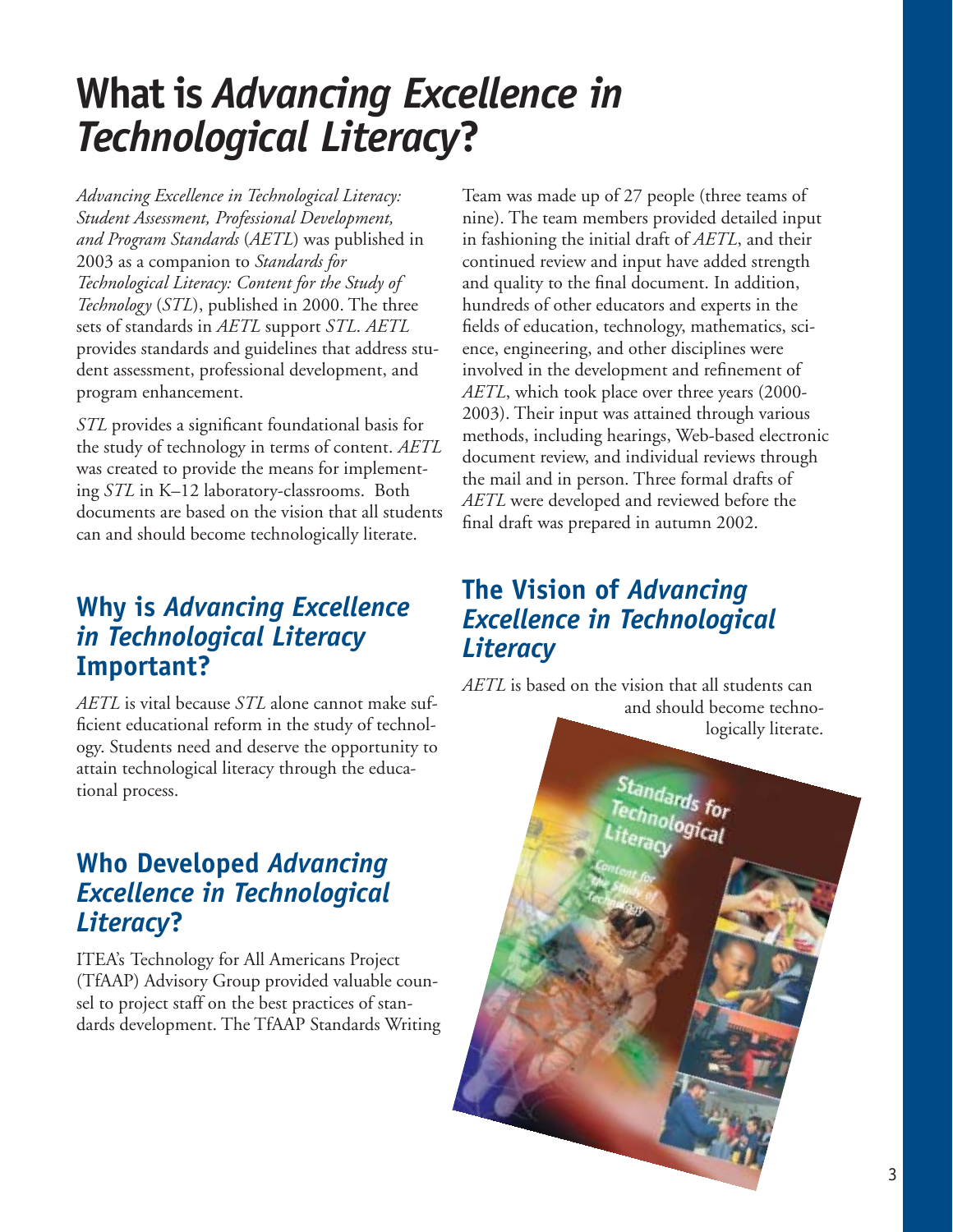# What is *Advancing Excellence in Technological Literacy*?

*Advancing Excellence in Technological Literacy: Student Assessment, Professional Development, and Program Standards* (*AETL*) was published in 2003 as a companion to *Standards for Technological Literacy: Content for the Study of Technology* (*STL*), published in 2000. The three sets of standards in *AETL* support *STL*. *AETL* provides standards and guidelines that address student assessment, professional development, and program enhancement.

*STL* provides a significant foundational basis for the study of technology in terms of content. *AETL* was created to provide the means for implementing *STL* in K–12 laboratory-classrooms. Both documents are based on the vision that all students can and should become technologically literate.

## Why is *Advancing Excellence in Technological Literacy* Important?

*AETL* is vital because *STL* alone cannot make sufficient educational reform in the study of technology. Students need and deserve the opportunity to attain technological literacy through the educational process.

## Who Developed *Advancing Excellence in Technological Literacy*?

ITEA's Technology for All Americans Project (TfAAP) Advisory Group provided valuable counsel to project staff on the best practices of standards development. The TfAAP Standards Writing Team was made up of 27 people (three teams of nine). The team members provided detailed input in fashioning the initial draft of *AETL*, and their continued review and input have added strength and quality to the final document. In addition, hundreds of other educators and experts in the fields of education, technology, mathematics, science, engineering, and other disciplines were involved in the development and refinement of *AETL*, which took place over three years (2000-2003). Their input was attained through various methods, including hearings, Web-based electronic document review, and individual reviews through the mail and in person. Three formal drafts of *AETL* were developed and reviewed before the final draft was prepared in autumn 2002.

## The Vision of *Advancing Excellence in Technological Literacy*

*AETL* is based on the vision that all students can and should become technologically literate.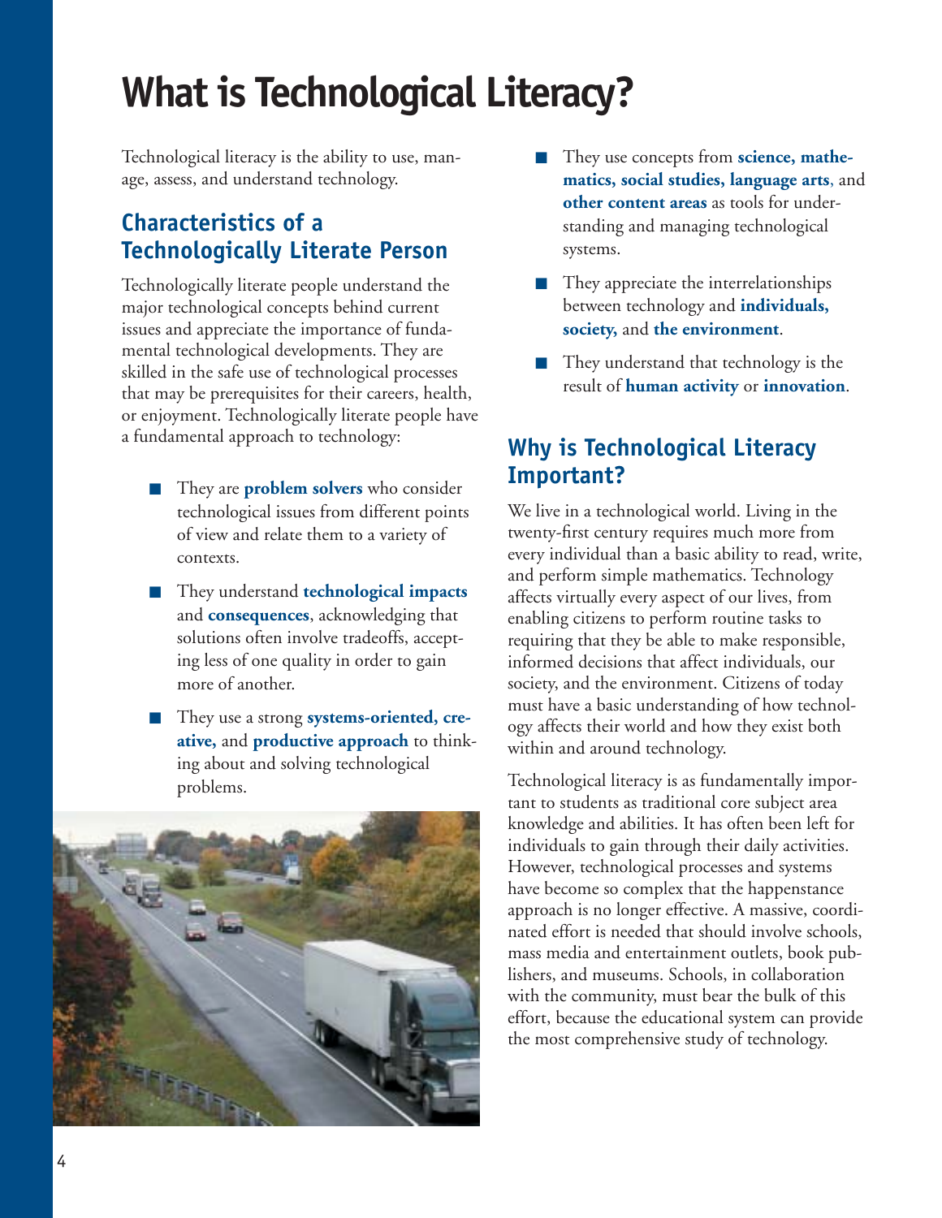# What is Technological Literacy?

Technological literacy is the ability to use, manage, assess, and understand technology.

## Characteristics of a Technologically Literate Person

Technologically literate people understand the major technological concepts behind current issues and appreciate the importance of fundamental technological developments. They are skilled in the safe use of technological processes that may be prerequisites for their careers, health, or enjoyment. Technologically literate people have a fundamental approach to technology:

- They are **problem solvers** who consider technological issues from different points of view and relate them to a variety of contexts.
- They understand **technological impacts** and **consequences**, acknowledging that solutions often involve tradeoffs, accepting less of one quality in order to gain more of another.
- They use a strong **systems-oriented, creative,** and **productive approach** to thinking about and solving technological problems.
- They use concepts from **science, mathematics, social studies, language arts**, and **other content areas** as tools for understanding and managing technological systems.
- They appreciate the interrelationships between technology and **individuals, society,** and **the environment**.
- They understand that technology is the result of **human activity** or **innovation**.

## Why is Technological Literacy Important?

We live in a technological world. Living in the twenty-first century requires much more from every individual than a basic ability to read, write, and perform simple mathematics. Technology affects virtually every aspect of our lives, from enabling citizens to perform routine tasks to requiring that they be able to make responsible, informed decisions that affect individuals, our society, and the environment. Citizens of today must have a basic understanding of how technology affects their world and how they exist both within and around technology.

Technological literacy is as fundamentally important to students as traditional core subject area knowledge and abilities. It has often been left for individuals to gain through their daily activities. However, technological processes and systems have become so complex that the happenstance approach is no longer effective. A massive, coordinated effort is needed that should involve schools, mass media and entertainment outlets, book publishers, and museums. Schools, in collaboration with the community, must bear the bulk of this effort, because the educational system can provide the most comprehensive study of technology.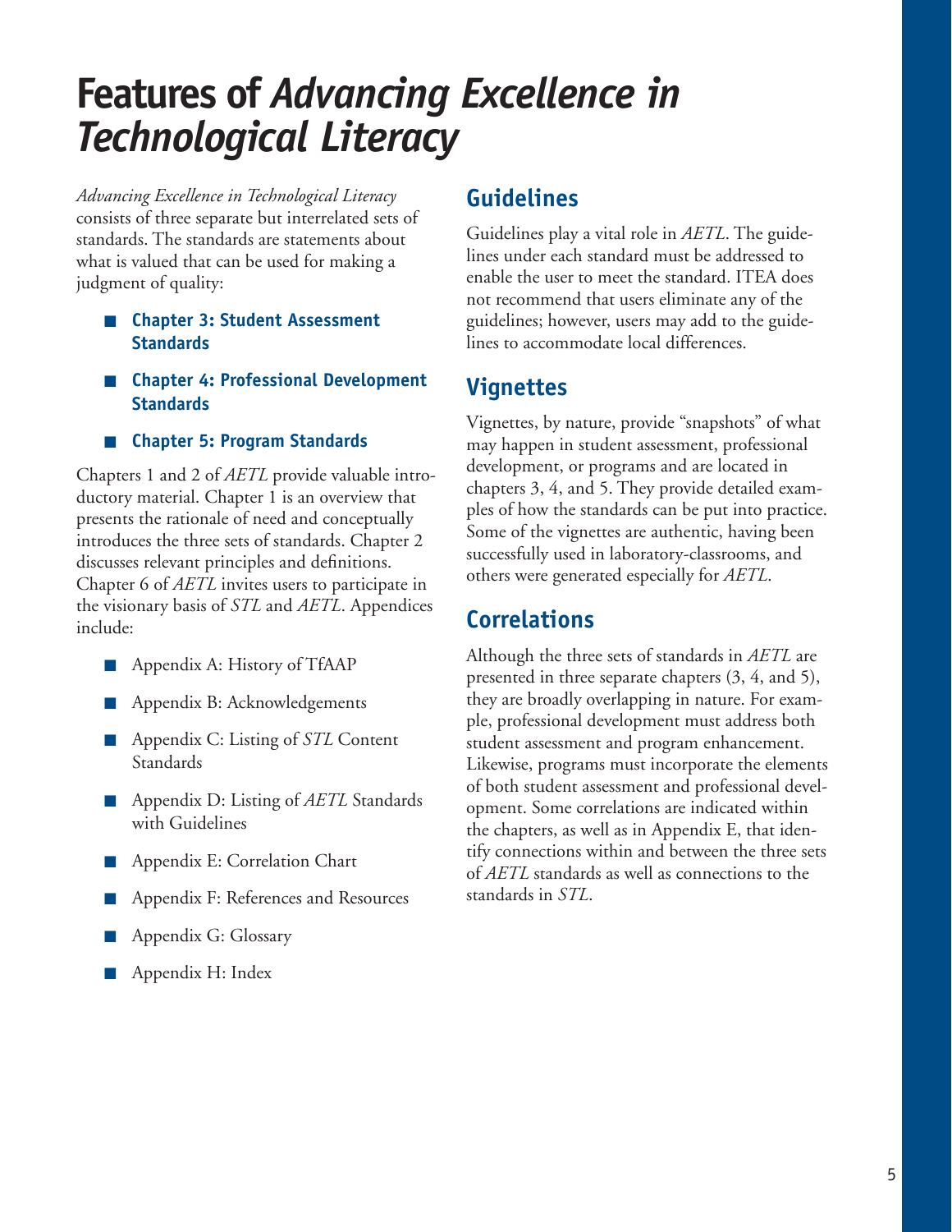# Features of *Advancing Excellence in Technological Literacy*

*Advancing Excellence in Technological Literacy* consists of three separate but interrelated sets of standards. The standards are statements about what is valued that can be used for making a judgment of quality:

- **Chapter 3: Student Assessment Standards**
- **Chapter 4: Professional Development Standards**
- **Chapter 5: Program Standards**

Chapters 1 and 2 of *AETL* provide valuable introductory material. Chapter 1 is an overview that presents the rationale of need and conceptually introduces the three sets of standards. Chapter 2 discusses relevant principles and definitions. Chapter 6 of *AETL* invites users to participate in the visionary basis of *STL* and *AETL*. Appendices include:

- Appendix A: History of TfAAP
- Appendix B: Acknowledgements
- Appendix C: Listing of *STL* Content Standards
- Appendix D: Listing of *AETL* Standards with Guidelines
- Appendix E: Correlation Chart
- Appendix F: References and Resources
- Appendix G: Glossary
- Appendix H: Index

## Guidelines

Guidelines play a vital role in *AETL*. The guidelines under each standard must be addressed to enable the user to meet the standard. ITEA does not recommend that users eliminate any of the guidelines; however, users may add to the guidelines to accommodate local differences.

## Vignettes

Vignettes, by nature, provide "snapshots" of what may happen in student assessment, professional development, or programs and are located in chapters 3, 4, and 5. They provide detailed examples of how the standards can be put into practice. Some of the vignettes are authentic, having been successfully used in laboratory-classrooms, and others were generated especially for *AETL*.

## Correlations

Although the three sets of standards in *AETL* are presented in three separate chapters (3, 4, and 5), they are broadly overlapping in nature. For example, professional development must address both student assessment and program enhancement. Likewise, programs must incorporate the elements of both student assessment and professional development. Some correlations are indicated within the chapters, as well as in Appendix E, that identify connections within and between the three sets of *AETL* standards as well as connections to the standards in *STL*.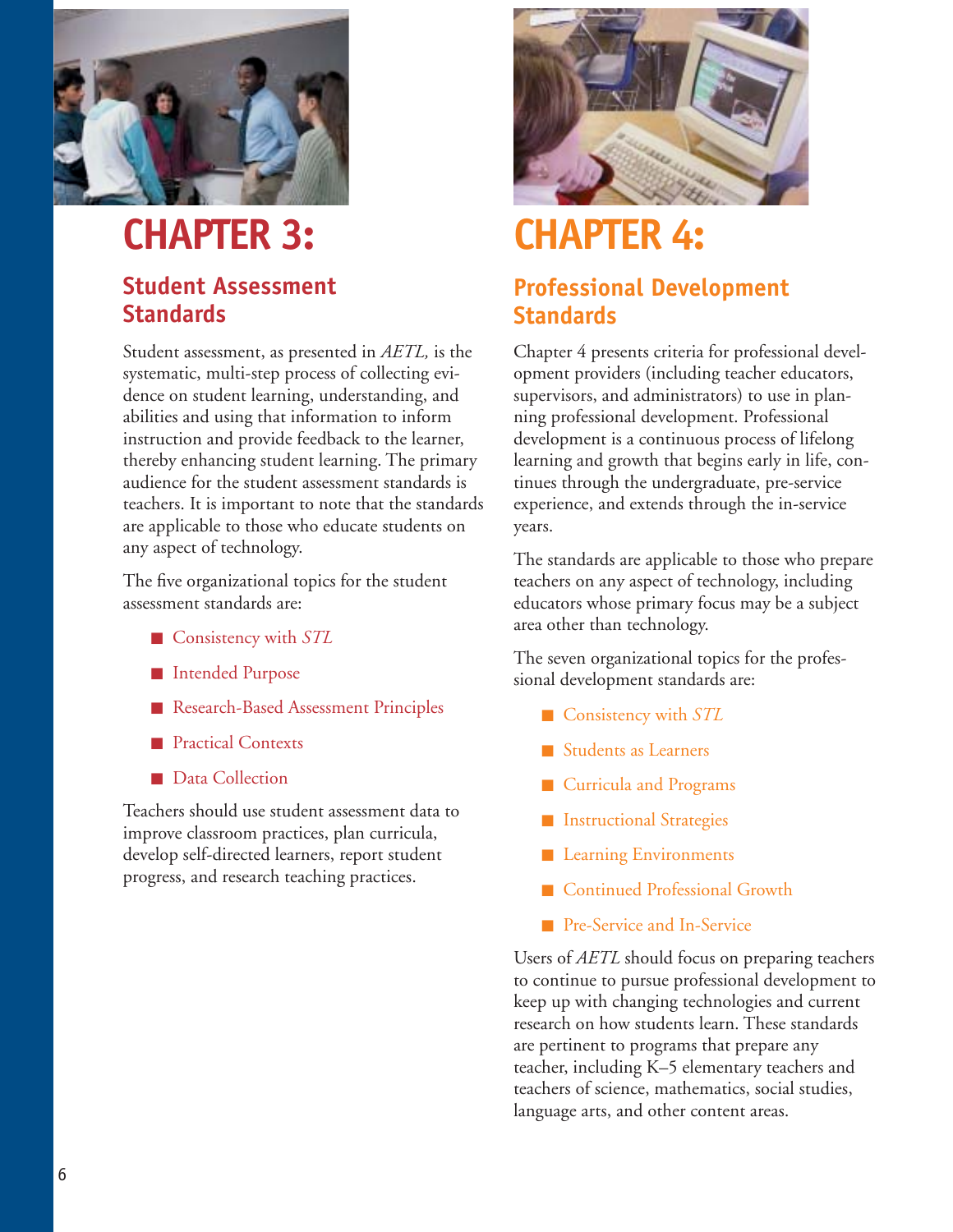# CHAPTER 3:

## Student Assessment Standards

Student assessment, as presented in *AETL,* is the systematic, multi-step process of collecting evidence on student learning, understanding, and abilities and using that information to inform instruction and provide feedback to the learner, thereby enhancing student learning. The primary audience for the student assessment standards is teachers. It is important to note that the standards are applicable to those who educate students on any aspect of technology.

The five organizational topics for the student assessment standards are:

- Consistency with *STL*
- Intended Purpose
- Research-Based Assessment Principles
- Practical Contexts
- Data Collection

Teachers should use student assessment data to improve classroom practices, plan curricula, develop self-directed learners, report student progress, and research teaching practices.

# CHAPTER 4:

## Professional Development Standards

Chapter 4 presents criteria for professional development providers (including teacher educators, supervisors, and administrators) to use in planning professional development. Professional development is a continuous process of lifelong learning and growth that begins early in life, continues through the undergraduate, pre-service experience, and extends through the in-service years.

The standards are applicable to those who prepare teachers on any aspect of technology, including educators whose primary focus may be a subject area other than technology.

The seven organizational topics for the professional development standards are:

- Consistency with *STL*
- Students as Learners
- Curricula and Programs
- Instructional Strategies
- Learning Environments
- Continued Professional Growth
- Pre-Service and In-Service

Users of *AETL* should focus on preparing teachers to continue to pursue professional development to keep up with changing technologies and current research on how students learn. These standards are pertinent to programs that prepare any teacher, including K–5 elementary teachers and teachers of science, mathematics, social studies, language arts, and other content areas.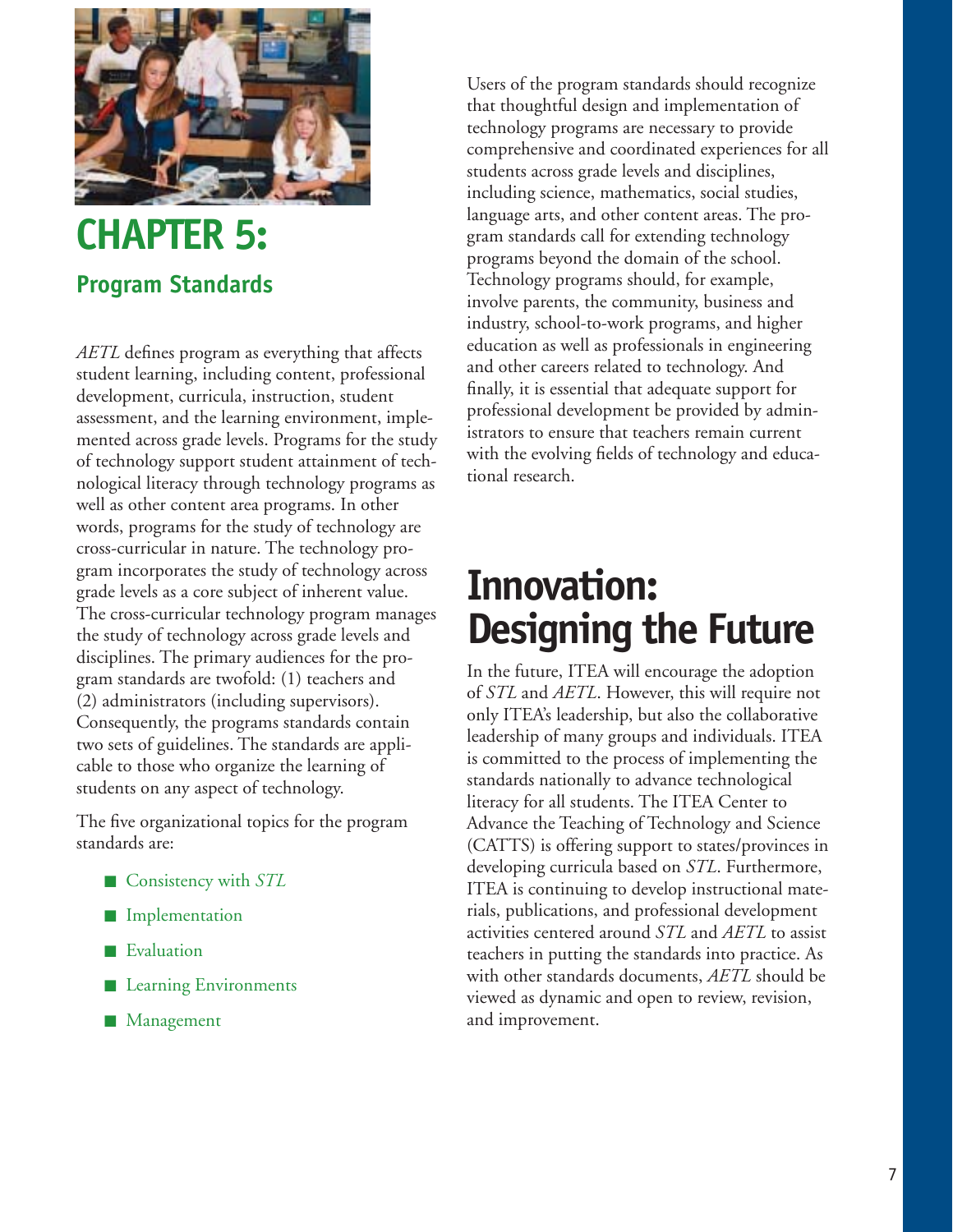# CHAPTER 5:

## Program Standards

*AETL* defines program as everything that affects student learning, including content, professional development, curricula, instruction, student assessment, and the learning environment, implemented across grade levels. Programs for the study of technology support student attainment of technological literacy through technology programs as well as other content area programs. In other words, programs for the study of technology are cross-curricular in nature. The technology program incorporates the study of technology across grade levels as a core subject of inherent value. The cross-curricular technology program manages the study of technology across grade levels and disciplines. The primary audiences for the program standards are twofold: (1) teachers and (2) administrators (including supervisors). Consequently, the programs standards contain two sets of guidelines. The standards are applicable to those who organize the learning of students on any aspect of technology.

The five organizational topics for the program standards are:

- Consistency with *STL*
- Implementation
- Evaluation
- Learning Environments
- Management

Users of the program standards should recognize that thoughtful design and implementation of technology programs are necessary to provide comprehensive and coordinated experiences for all students across grade levels and disciplines, including science, mathematics, social studies, language arts, and other content areas. The program standards call for extending technology programs beyond the domain of the school. Technology programs should, for example, involve parents, the community, business and industry, school-to-work programs, and higher education as well as professionals in engineering and other careers related to technology. And finally, it is essential that adequate support for professional development be provided by administrators to ensure that teachers remain current with the evolving fields of technology and educational research.

# Innovation: Designing the Future

In the future, ITEA will encourage the adoption of *STL* and *AETL*. However, this will require not only ITEA's leadership, but also the collaborative leadership of many groups and individuals. ITEA is committed to the process of implementing the standards nationally to advance technological literacy for all students. The ITEA Center to Advance the Teaching of Technology and Science (CATTS) is offering support to states/provinces in developing curricula based on *STL*. Furthermore, ITEA is continuing to develop instructional materials, publications, and professional development activities centered around *STL* and *AETL* to assist teachers in putting the standards into practice. As with other standards documents, *AETL* should be viewed as dynamic and open to review, revision, and improvement.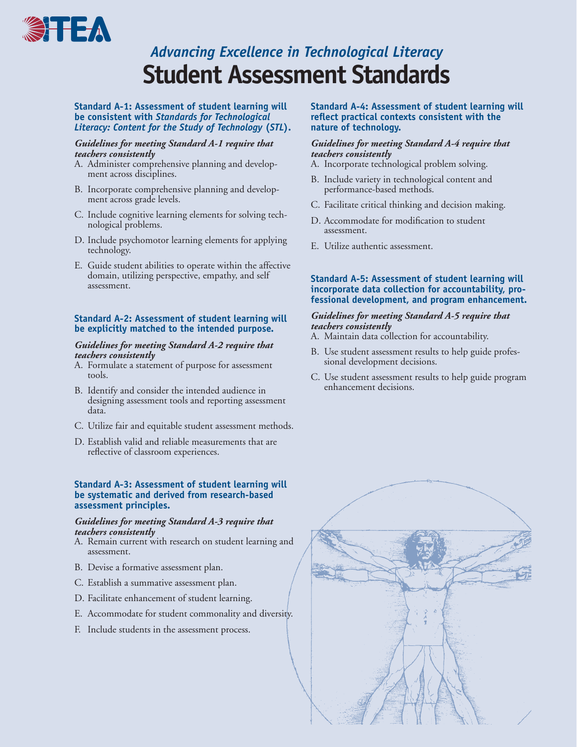*Advancing Excellence in Technological Literacy*

# Student Assessment Standards

### Standard A-1: Assessment of student learning will be consistent with *Standards for Technological Literacy: Content for the Study of Technology* (*STL*).

***Guidelines for meeting Standard A-1 require that teachers consistently***

A. Administer comprehensive planning and development across disciplines.

B. Incorporate comprehensive planning and development across grade levels.

C. Include cognitive learning elements for solving technological problems.

D. Include psychomotor learning elements for applying technology.

E. Guide student abilities to operate within the affective domain, utilizing perspective, empathy, and self assessment.

### Standard A-2: Assessment of student learning will be explicitly matched to the intended purpose.

***Guidelines for meeting Standard A-2 require that teachers consistently***

A. Formulate a statement of purpose for assessment tools.

B. Identify and consider the intended audience in designing assessment tools and reporting assessment data.

C. Utilize fair and equitable student assessment methods.

D. Establish valid and reliable measurements that are reflective of classroom experiences.

### Standard A-3: Assessment of student learning will be systematic and derived from research-based assessment principles.

***Guidelines for meeting Standard A-3 require that teachers consistently***

A. Remain current with research on student learning and assessment.

B. Devise a formative assessment plan.

C. Establish a summative assessment plan.

D. Facilitate enhancement of student learning.

E. Accommodate for student commonality and diversity.

F. Include students in the assessment process.

### Standard A-4: Assessment of student learning will reflect practical contexts consistent with the nature of technology.

***Guidelines for meeting Standard A-4 require that teachers consistently***

A. Incorporate technological problem solving.

B. Include variety in technological content and performance-based methods.

C. Facilitate critical thinking and decision making.

D. Accommodate for modification to student assessment.

E. Utilize authentic assessment.

### Standard A-5: Assessment of student learning will incorporate data collection for accountability, professional development, and program enhancement.

***Guidelines for meeting Standard A-5 require that teachers consistently***

A. Maintain data collection for accountability.

B. Use student assessment results to help guide professional development decisions.

C. Use student assessment results to help guide program enhancement decisions.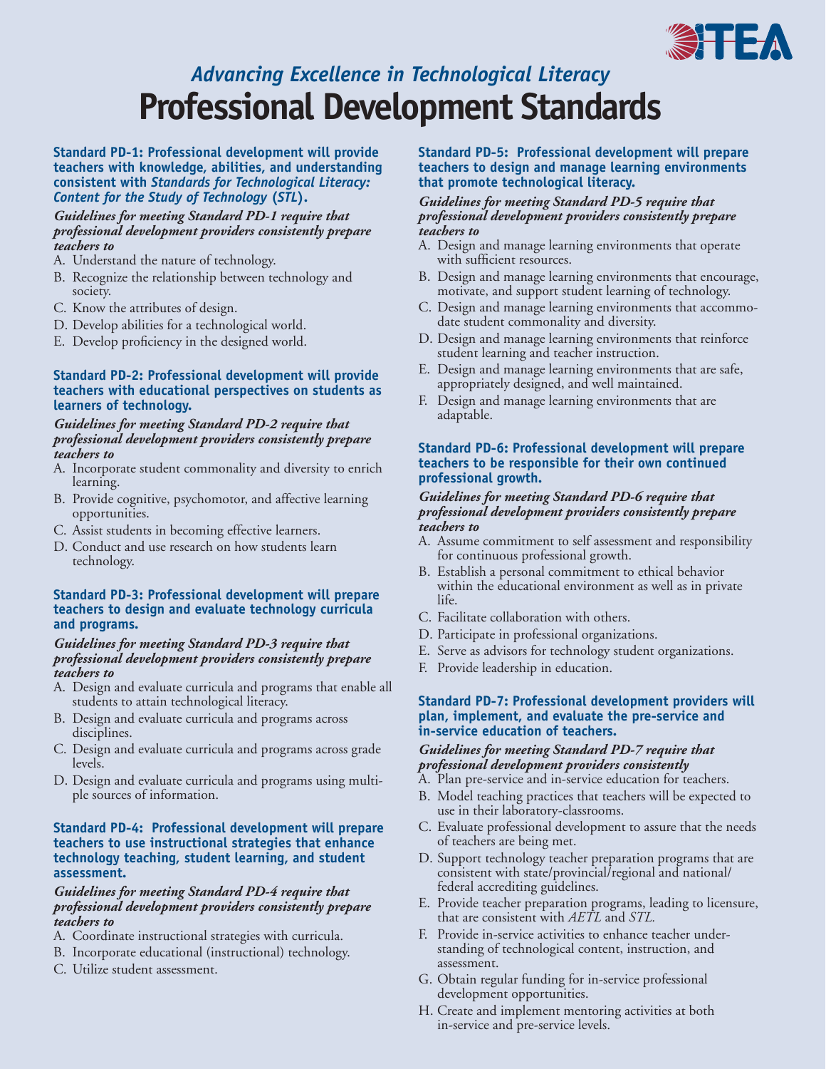## *Advancing Excellence in Technological Literacy*

# Professional Development Standards

### Standard PD-1: Professional development will provide teachers with knowledge, abilities, and understanding consistent with *Standards for Technological Literacy: Content for the Study of Technology* (*STL*).

***Guidelines for meeting Standard PD-1 require that professional development providers consistently prepare teachers to***

A. Understand the nature of technology.
B. Recognize the relationship between technology and society.
C. Know the attributes of design.
D. Develop abilities for a technological world.
E. Develop proficiency in the designed world.

### Standard PD-2: Professional development will provide teachers with educational perspectives on students as learners of technology.

***Guidelines for meeting Standard PD-2 require that professional development providers consistently prepare teachers to***

A. Incorporate student commonality and diversity to enrich learning.
B. Provide cognitive, psychomotor, and affective learning opportunities.
C. Assist students in becoming effective learners.
D. Conduct and use research on how students learn technology.

### Standard PD-3: Professional development will prepare teachers to design and evaluate technology curricula and programs.

***Guidelines for meeting Standard PD-3 require that professional development providers consistently prepare teachers to***

A. Design and evaluate curricula and programs that enable all students to attain technological literacy.
B. Design and evaluate curricula and programs across disciplines.
C. Design and evaluate curricula and programs across grade levels.
D. Design and evaluate curricula and programs using multiple sources of information.

### Standard PD-4: Professional development will prepare teachers to use instructional strategies that enhance technology teaching, student learning, and student assessment.

***Guidelines for meeting Standard PD-4 require that professional development providers consistently prepare teachers to***

A. Coordinate instructional strategies with curricula.
B. Incorporate educational (instructional) technology.
C. Utilize student assessment.

### Standard PD-5: Professional development will prepare teachers to design and manage learning environments that promote technological literacy.

***Guidelines for meeting Standard PD-5 require that professional development providers consistently prepare teachers to***

A. Design and manage learning environments that operate with sufficient resources.
B. Design and manage learning environments that encourage, motivate, and support student learning of technology.
C. Design and manage learning environments that accommodate student commonality and diversity.
D. Design and manage learning environments that reinforce student learning and teacher instruction.
E. Design and manage learning environments that are safe, appropriately designed, and well maintained.
F. Design and manage learning environments that are adaptable.

### Standard PD-6: Professional development will prepare teachers to be responsible for their own continued professional growth.

***Guidelines for meeting Standard PD-6 require that professional development providers consistently prepare teachers to***

A. Assume commitment to self assessment and responsibility for continuous professional growth.
B. Establish a personal commitment to ethical behavior within the educational environment as well as in private life.
C. Facilitate collaboration with others.
D. Participate in professional organizations.
E. Serve as advisors for technology student organizations.
F. Provide leadership in education.

### Standard PD-7: Professional development providers will plan, implement, and evaluate the pre-service and in-service education of teachers.

***Guidelines for meeting Standard PD-7 require that professional development providers consistently***

A. Plan pre-service and in-service education for teachers.
B. Model teaching practices that teachers will be expected to use in their laboratory-classrooms.
C. Evaluate professional development to assure that the needs of teachers are being met.
D. Support technology teacher preparation programs that are consistent with state/provincial/regional and national/federal accrediting guidelines.
E. Provide teacher preparation programs, leading to licensure, that are consistent with *AETL* and *STL.*
F. Provide in-service activities to enhance teacher understanding of technological content, instruction, and assessment.
G. Obtain regular funding for in-service professional development opportunities.
H. Create and implement mentoring activities at both in-service and pre-service levels.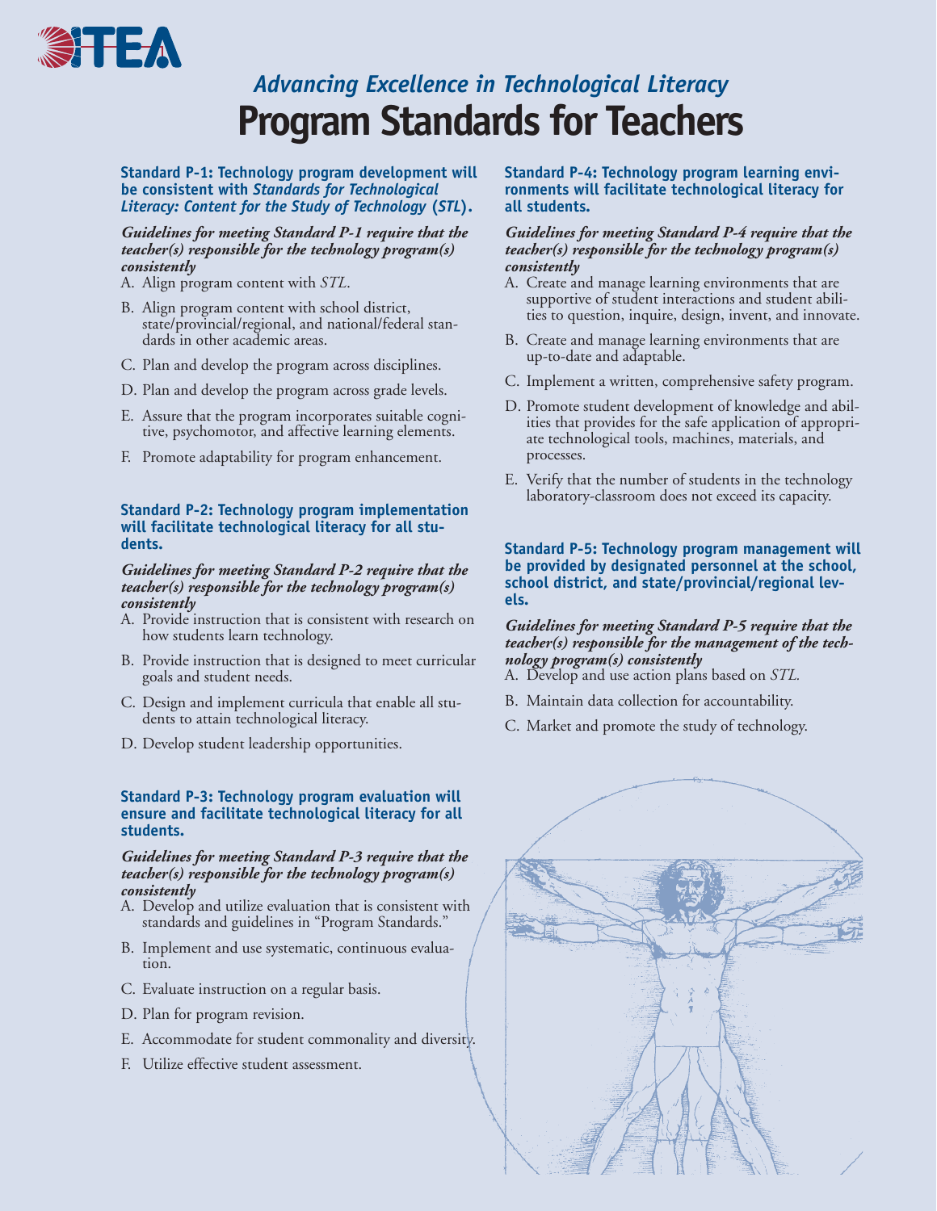ITEA

# *Advancing Excellence in Technological Literacy*

# Program Standards for Teachers

### Standard P-1: Technology program development will be consistent with *Standards for Technological Literacy: Content for the Study of Technology* (*STL*).

***Guidelines for meeting Standard P-1 require that the teacher(s) responsible for the technology program(s) consistently***

A. Align program content with *STL*.

B. Align program content with school district, state/provincial/regional, and national/federal standards in other academic areas.

C. Plan and develop the program across disciplines.

D. Plan and develop the program across grade levels.

E. Assure that the program incorporates suitable cognitive, psychomotor, and affective learning elements.

F. Promote adaptability for program enhancement.

### Standard P-2: Technology program implementation will facilitate technological literacy for all students.

***Guidelines for meeting Standard P-2 require that the teacher(s) responsible for the technology program(s) consistently***

A. Provide instruction that is consistent with research on how students learn technology.

B. Provide instruction that is designed to meet curricular goals and student needs.

C. Design and implement curricula that enable all students to attain technological literacy.

D. Develop student leadership opportunities.

### Standard P-3: Technology program evaluation will ensure and facilitate technological literacy for all students.

***Guidelines for meeting Standard P-3 require that the teacher(s) responsible for the technology program(s) consistently***

A. Develop and utilize evaluation that is consistent with standards and guidelines in "Program Standards."

B. Implement and use systematic, continuous evaluation.

C. Evaluate instruction on a regular basis.

D. Plan for program revision.

E. Accommodate for student commonality and diversity.

F. Utilize effective student assessment.

### Standard P-4: Technology program learning environments will facilitate technological literacy for all students.

***Guidelines for meeting Standard P-4 require that the teacher(s) responsible for the technology program(s) consistently***

A. Create and manage learning environments that are supportive of student interactions and student abilities to question, inquire, design, invent, and innovate.

B. Create and manage learning environments that are up-to-date and adaptable.

C. Implement a written, comprehensive safety program.

D. Promote student development of knowledge and abilities that provides for the safe application of appropriate technological tools, machines, materials, and processes.

E. Verify that the number of students in the technology laboratory-classroom does not exceed its capacity.

### Standard P-5: Technology program management will be provided by designated personnel at the school, school district, and state/provincial/regional levels.

***Guidelines for meeting Standard P-5 require that the teacher(s) responsible for the management of the technology program(s) consistently***

A. Develop and use action plans based on *STL*.

B. Maintain data collection for accountability.

C. Market and promote the study of technology.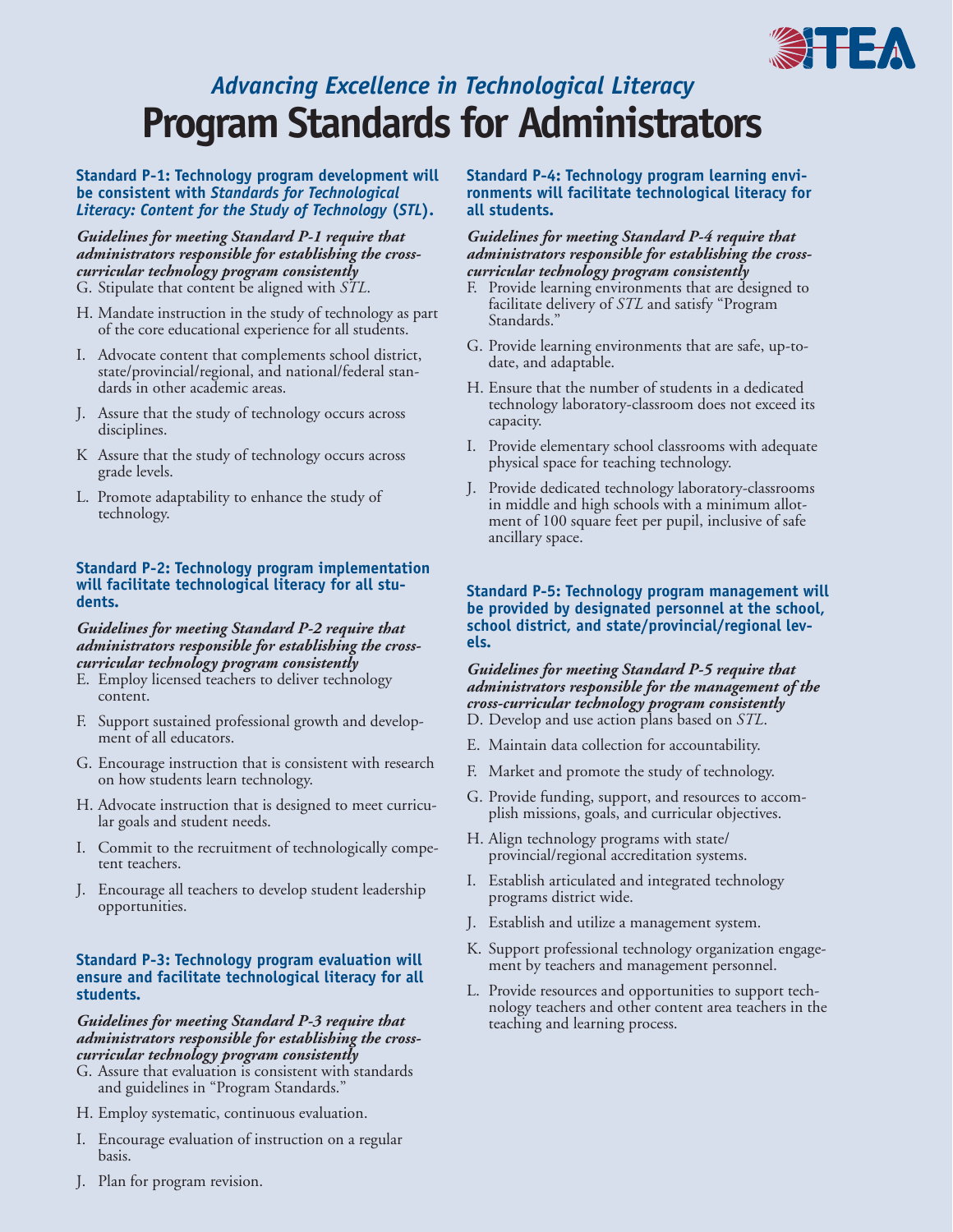*Advancing Excellence in Technological Literacy*

# Program Standards for Administrators

### Standard P-1: Technology program development will be consistent with *Standards for Technological Literacy: Content for the Study of Technology* (*STL*).

***Guidelines for meeting Standard P-1 require that administrators responsible for establishing the cross-curricular technology program consistently***

G. Stipulate that content be aligned with *STL*.

H. Mandate instruction in the study of technology as part of the core educational experience for all students.

I. Advocate content that complements school district, state/provincial/regional, and national/federal standards in other academic areas.

J. Assure that the study of technology occurs across disciplines.

K Assure that the study of technology occurs across grade levels.

L. Promote adaptability to enhance the study of technology.

### Standard P-2: Technology program implementation will facilitate technological literacy for all students.

***Guidelines for meeting Standard P-2 require that administrators responsible for establishing the cross-curricular technology program consistently***

E. Employ licensed teachers to deliver technology content.

F. Support sustained professional growth and development of all educators.

G. Encourage instruction that is consistent with research on how students learn technology.

H. Advocate instruction that is designed to meet curricular goals and student needs.

I. Commit to the recruitment of technologically competent teachers.

J. Encourage all teachers to develop student leadership opportunities.

### Standard P-3: Technology program evaluation will ensure and facilitate technological literacy for all students.

***Guidelines for meeting Standard P-3 require that administrators responsible for establishing the cross-curricular technology program consistently***

G. Assure that evaluation is consistent with standards and guidelines in "Program Standards."

H. Employ systematic, continuous evaluation.

I. Encourage evaluation of instruction on a regular basis.

J. Plan for program revision.

### Standard P-4: Technology program learning environments will facilitate technological literacy for all students.

***Guidelines for meeting Standard P-4 require that administrators responsible for establishing the cross-curricular technology program consistently***

F. Provide learning environments that are designed to facilitate delivery of *STL* and satisfy "Program Standards."

G. Provide learning environments that are safe, up-to-date, and adaptable.

H. Ensure that the number of students in a dedicated technology laboratory-classroom does not exceed its capacity.

I. Provide elementary school classrooms with adequate physical space for teaching technology.

J. Provide dedicated technology laboratory-classrooms in middle and high schools with a minimum allotment of 100 square feet per pupil, inclusive of safe ancillary space.

### Standard P-5: Technology program management will be provided by designated personnel at the school, school district, and state/provincial/regional levels.

***Guidelines for meeting Standard P-5 require that administrators responsible for the management of the cross-curricular technology program consistently***

D. Develop and use action plans based on *STL*.

E. Maintain data collection for accountability.

F. Market and promote the study of technology.

G. Provide funding, support, and resources to accomplish missions, goals, and curricular objectives.

H. Align technology programs with state/provincial/regional accreditation systems.

I. Establish articulated and integrated technology programs district wide.

J. Establish and utilize a management system.

K. Support professional technology organization engagement by teachers and management personnel.

L. Provide resources and opportunities to support technology teachers and other content area teachers in the teaching and learning process.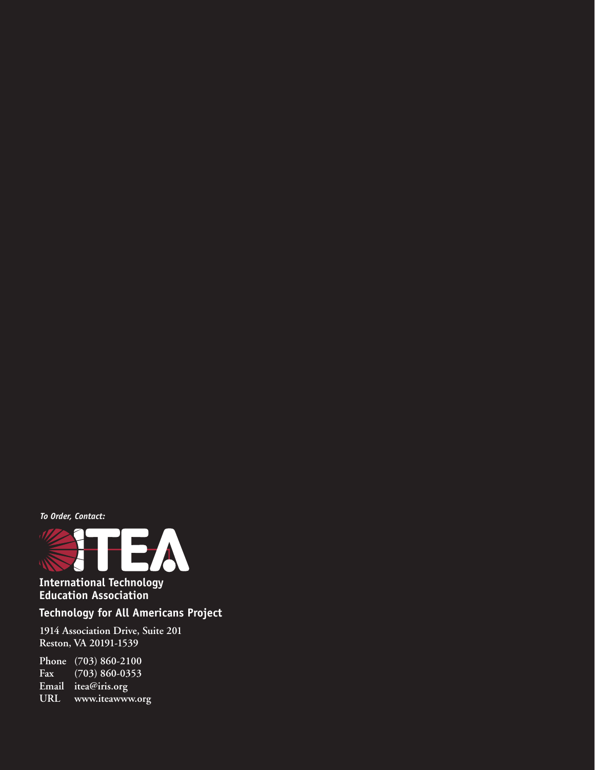*To Order, Contact:*

ITEA

**International Technology Education Association**

**Technology for All Americans Project**

**1914 Association Drive, Suite 201**
**Reston, VA 20191-1539**

| | |
|---|---|
| **Phone** | **(703) 860-2100** |
| **Fax** | **(703) 860-0353** |
| **Email** | **itea@iris.org** |
| **URL** | **www.iteawww.org** |